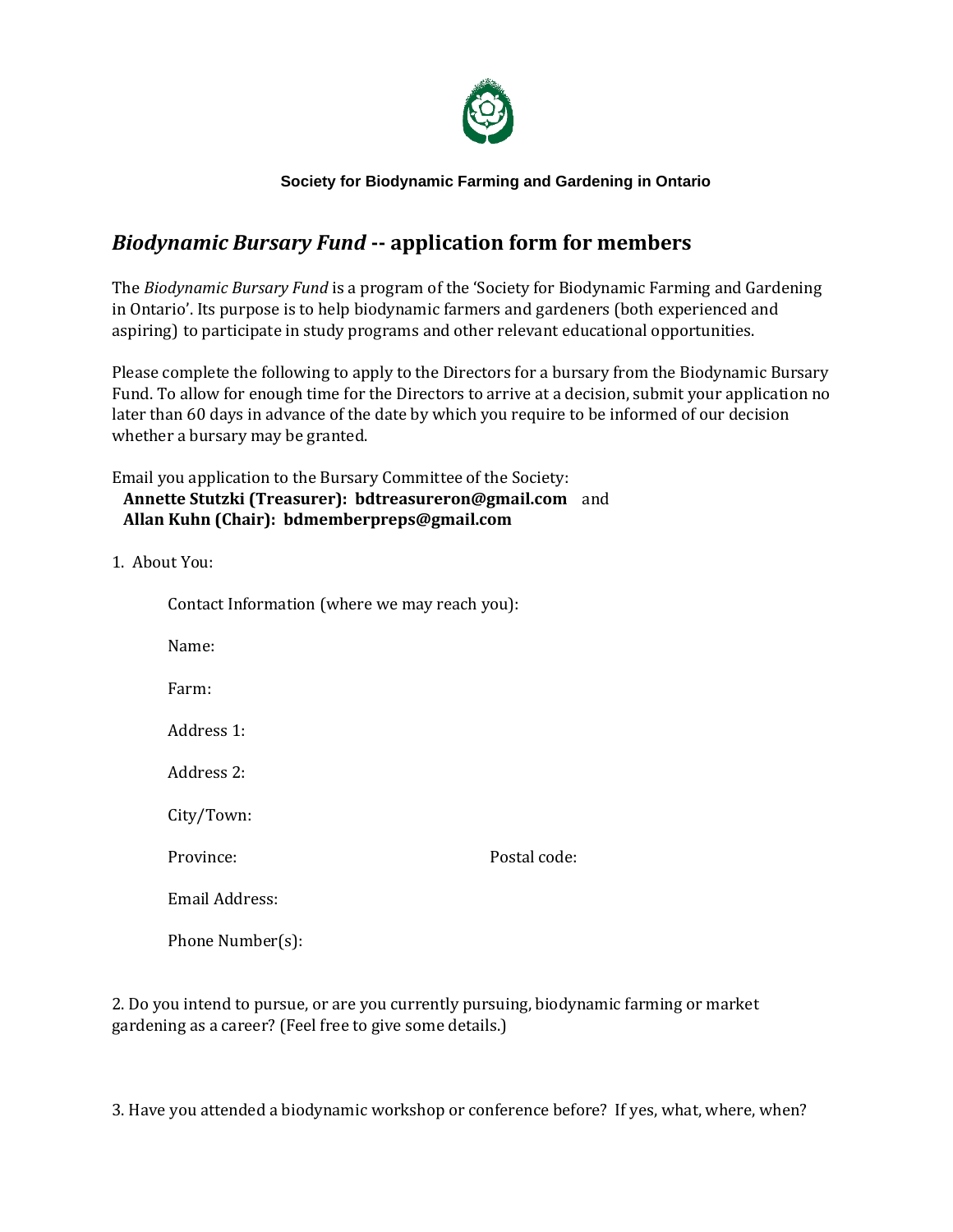**Society for Biodynamic Farming and Gardening in Ontario**

## *Biodynamic Bursary Fund* -- application form for members

The *Biodynamic Bursary Fund* is a program of the 'Society for Biodynamic Farming and Gardening in Ontario'. Its purpose is to help biodynamic farmers and gardeners (both experienced and aspiring) to participate in study programs and other relevant educational opportunities.

Please complete the following to apply to the Directors for a bursary from the Biodynamic Bursary Fund. To allow for enough time for the Directors to arrive at a decision, submit your application no later than 60 days in advance of the date by which you require to be informed of our decision whether a bursary may be granted.

Email you application to the Bursary Committee of the Society:
**Annette Stutzki (Treasurer): bdtreasureron@gmail.com** and
**Allan Kuhn (Chair): bdmemberpreps@gmail.com**

1. About You:

    Contact Information (where we may reach you):

    Name:

    Farm:

    Address 1:

    Address 2:

    City/Town:

    Province: Postal code:

    Email Address:

    Phone Number(s):

2. Do you intend to pursue, or are you currently pursuing, biodynamic farming or market gardening as a career? (Feel free to give some details.)

3. Have you attended a biodynamic workshop or conference before? If yes, what, where, when?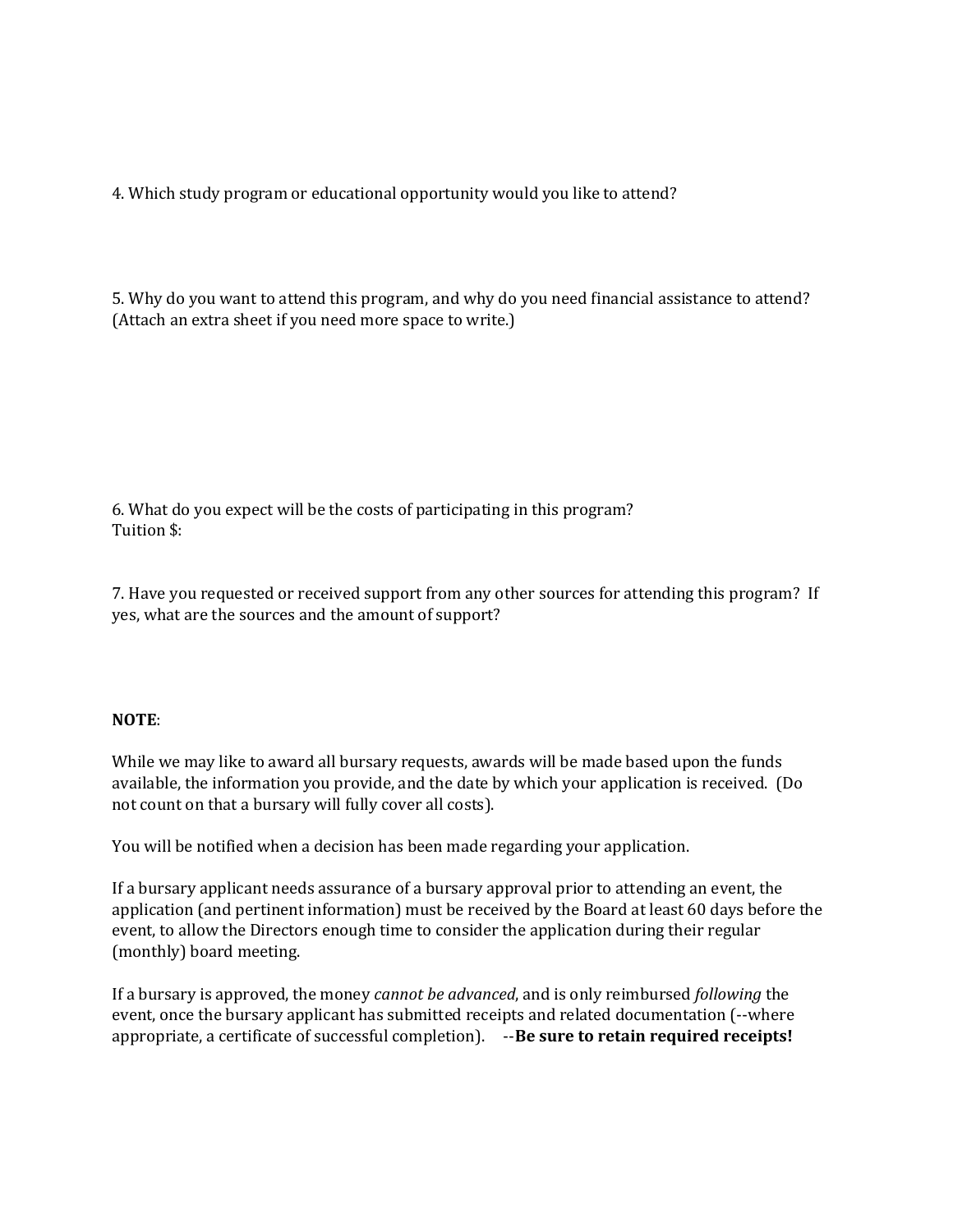4. Which study program or educational opportunity would you like to attend?

5. Why do you want to attend this program, and why do you need financial assistance to attend? (Attach an extra sheet if you need more space to write.)

6. What do you expect will be the costs of participating in this program?
Tuition $:

7. Have you requested or received support from any other sources for attending this program? If yes, what are the sources and the amount of support?

**NOTE**:

While we may like to award all bursary requests, awards will be made based upon the funds available, the information you provide, and the date by which your application is received. (Do not count on that a bursary will fully cover all costs).

You will be notified when a decision has been made regarding your application.

If a bursary applicant needs assurance of a bursary approval prior to attending an event, the application (and pertinent information) must be received by the Board at least 60 days before the event, to allow the Directors enough time to consider the application during their regular (monthly) board meeting.

If a bursary is approved, the money *cannot be advanced*, and is only reimbursed *following* the event, once the bursary applicant has submitted receipts and related documentation (--where appropriate, a certificate of successful completion). --**Be sure to retain required receipts!**